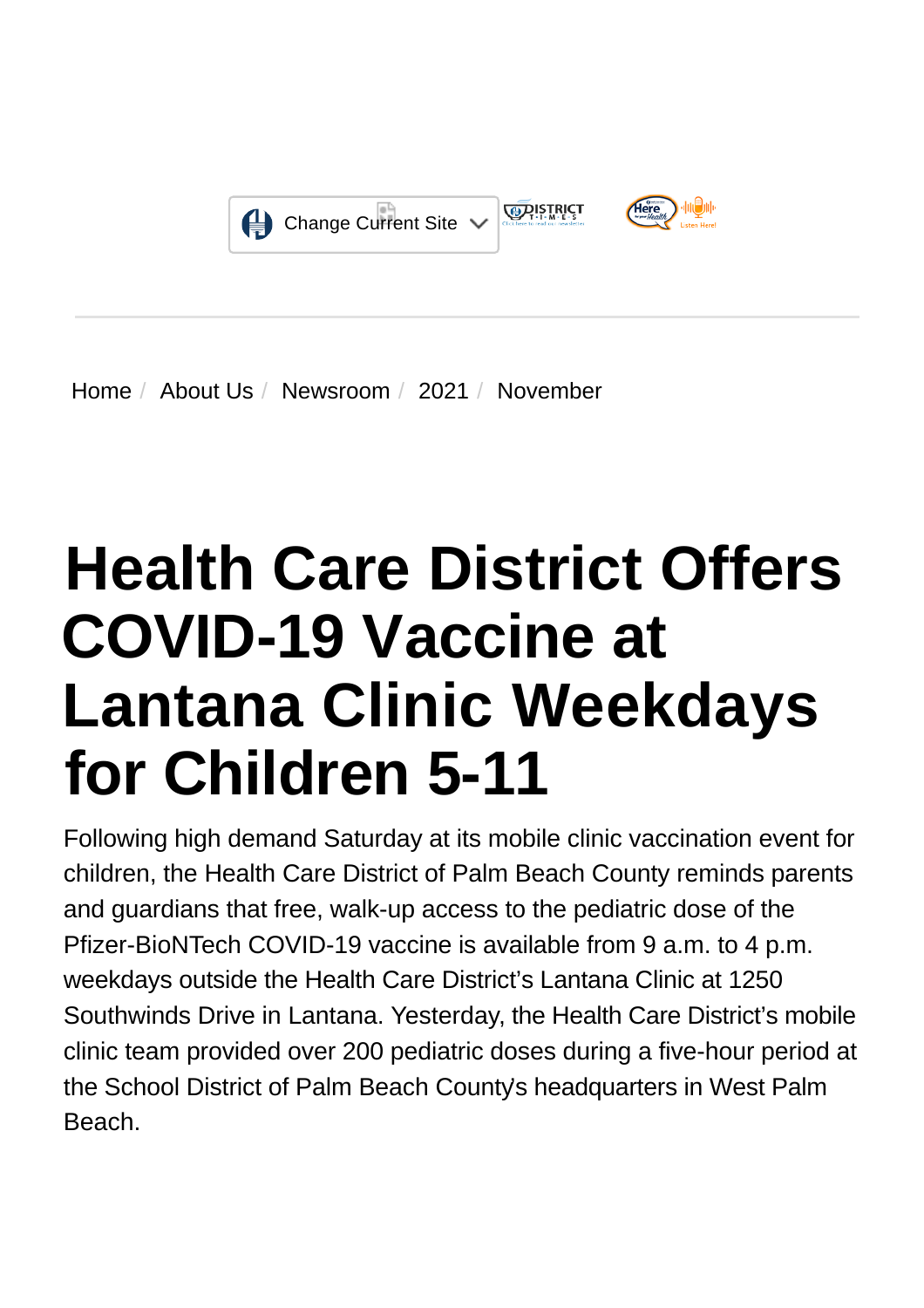Change Current Site

Home / About Us / Newsroom / 2021 / November

# Health Care District Offers COVID-19 Vaccine at Lantana Clinic Weekdays for Children 5-11

Following high demand Saturday at its mobile clinic vaccination event for children, the Health Care District of Palm Beach County reminds parents and guardians that free, walk-up access to the pediatric dose of the Pfizer-BioNTech COVID-19 vaccine is available from 9 a.m. to 4 p.m. weekdays outside the Health Care District's Lantana Clinic at 1250 Southwinds Drive in Lantana. Yesterday, the Health Care District's mobile clinic team provided over 200 pediatric doses during a five-hour period at the School District of Palm Beach County's headquarters in West Palm Beach.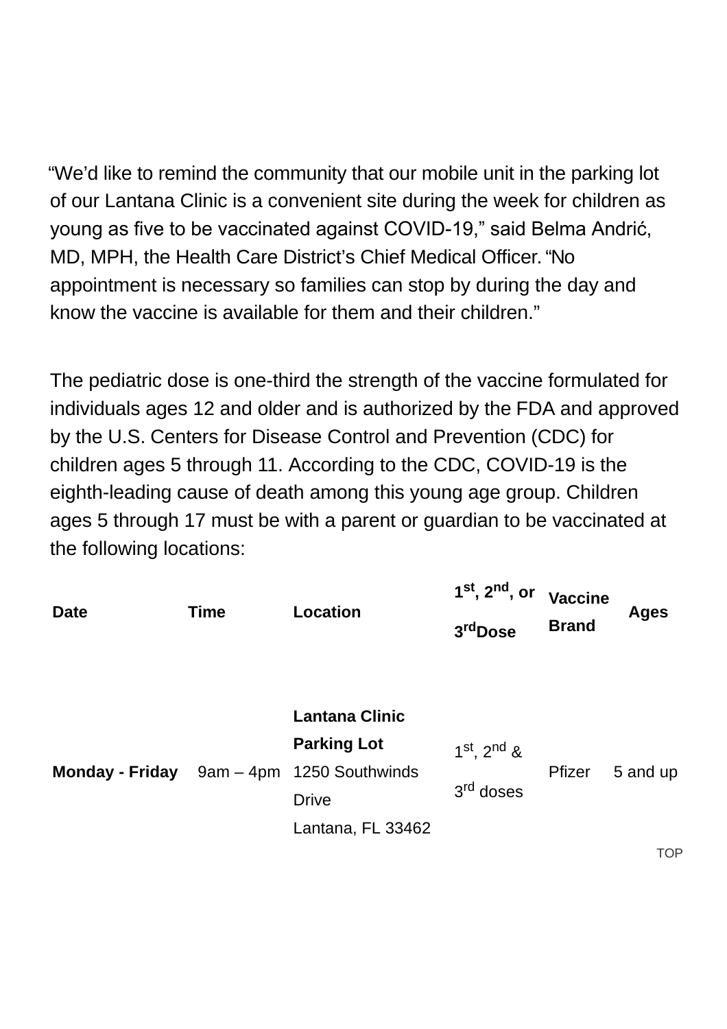"We'd like to remind the community that our mobile unit in the parking lot of our Lantana Clinic is a convenient site during the week for children as young as five to be vaccinated against COVID-19," said Belma Andrić, MD, MPH, the Health Care District's Chief Medical Officer. "No appointment is necessary so families can stop by during the day and know the vaccine is available for them and their children."

The pediatric dose is one-third the strength of the vaccine formulated for individuals ages 12 and older and is authorized by the FDA and approved by the U.S. Centers for Disease Control and Prevention (CDC) for children ages 5 through 11. According to the CDC, COVID-19 is the eighth-leading cause of death among this young age group. Children ages 5 through 17 must be with a parent or guardian to be vaccinated at the following locations:

| Date | Time | Location | 1st, 2nd, or 3rd Dose | Vaccine Brand | Ages |
|---|---|---|---|---|---|
| **Monday - Friday** | 9am – 4pm | **Lantana Clinic Parking Lot** 1250 Southwinds Drive Lantana, FL 33462 | 1st, 2nd & 3rd doses | Pfizer | 5 and up |

TOP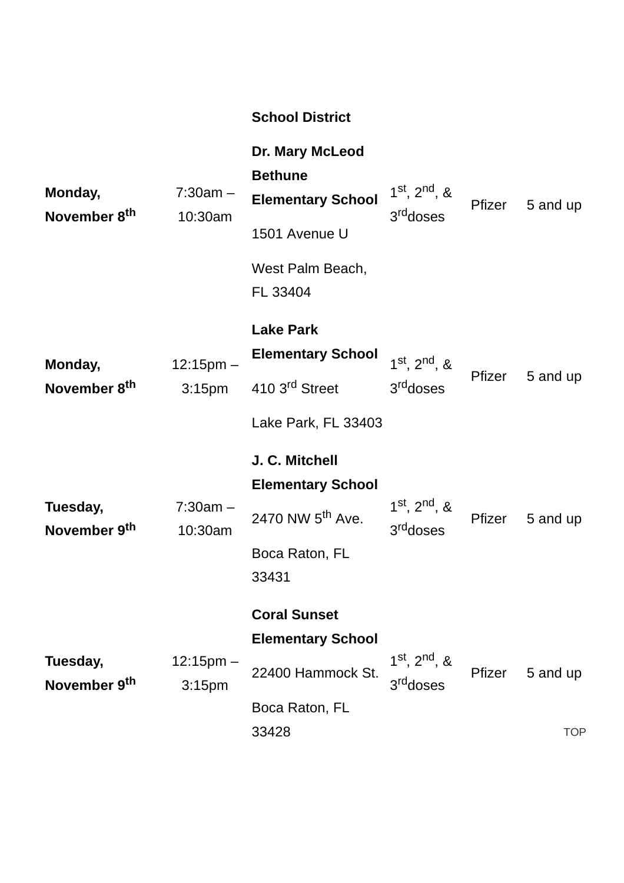| | | | | | |
|---|---|---|---|---|---|
| | | **School District** | | | |
| **Monday, November 8th** | 7:30am – 10:30am | **Dr. Mary McLeod Bethune Elementary School**<br>1501 Avenue U<br>West Palm Beach, FL 33404 | 1st, 2nd, & 3rddoses | Pfizer | 5 and up |
| **Monday, November 8th** | 12:15pm – 3:15pm | **Lake Park Elementary School**<br>410 3rd Street<br>Lake Park, FL 33403 | 1st, 2nd, & 3rddoses | Pfizer | 5 and up |
| **Tuesday, November 9th** | 7:30am – 10:30am | **J. C. Mitchell Elementary School**<br>2470 NW 5th Ave.<br>Boca Raton, FL 33431 | 1st, 2nd, & 3rddoses | Pfizer | 5 and up |
| **Tuesday, November 9th** | 12:15pm – 3:15pm | **Coral Sunset Elementary School**<br>22400 Hammock St.<br>Boca Raton, FL 33428 | 1st, 2nd, & 3rddoses | Pfizer | 5 and up |

TOP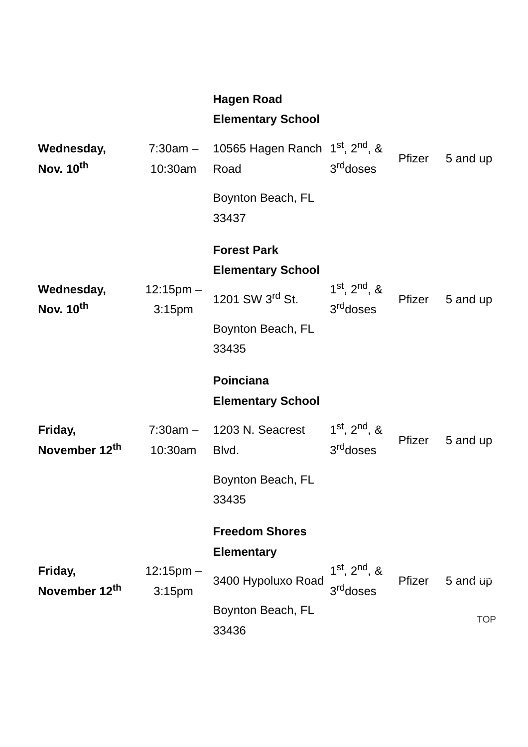| | | | | | |
|---|---|---|---|---|---|
| **Wednesday, Nov. 10th** | 7:30am – 10:30am | **Hagen Road Elementary School**<br>10565 Hagen Ranch Road<br>Boynton Beach, FL 33437 | 1st, 2nd, & 3rddoses | Pfizer | 5 and up |
| **Wednesday, Nov. 10th** | 12:15pm – 3:15pm | **Forest Park Elementary School**<br>1201 SW 3rd St.<br>Boynton Beach, FL 33435 | 1st, 2nd, & 3rddoses | Pfizer | 5 and up |
| **Friday, November 12th** | 7:30am – 10:30am | **Poinciana Elementary School**<br>1203 N. Seacrest Blvd.<br>Boynton Beach, FL 33435 | 1st, 2nd, & 3rddoses | Pfizer | 5 and up |
| **Friday, November 12th** | 12:15pm – 3:15pm | **Freedom Shores Elementary**<br>3400 Hypoluxo Road<br>Boynton Beach, FL 33436 | 1st, 2nd, & 3rddoses | Pfizer | 5 and up |

TOP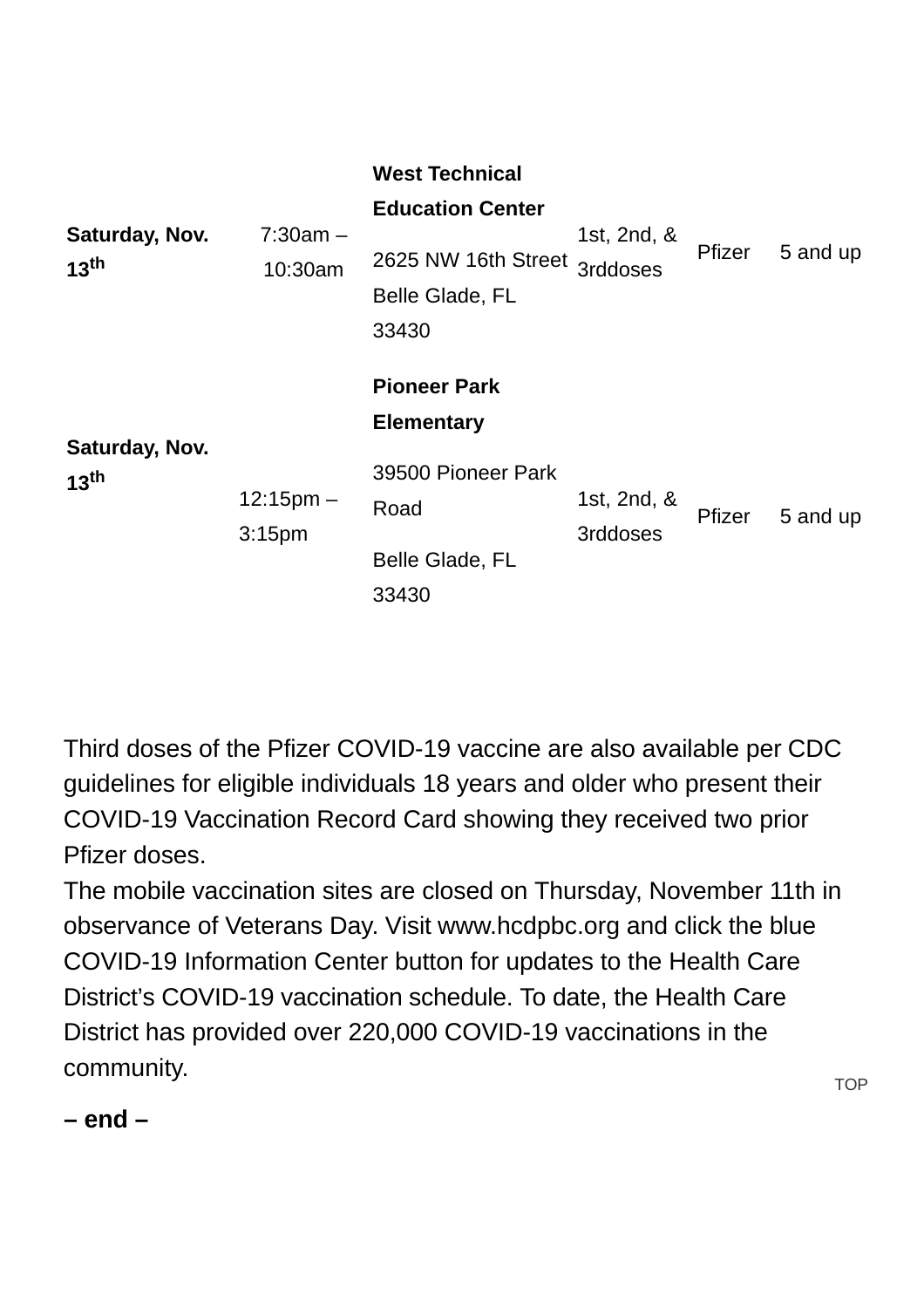| | | | | | |
|---|---|---|---|---|---|
| **Saturday, Nov. 13th** | 7:30am – 10:30am | **West Technical Education Center**<br>2625 NW 16th Street Belle Glade, FL 33430 | 1st, 2nd, & 3rddoses | Pfizer | 5 and up |
| **Saturday, Nov. 13th** | 12:15pm – 3:15pm | **Pioneer Park Elementary**<br>39500 Pioneer Park Road<br>Belle Glade, FL 33430 | 1st, 2nd, & 3rddoses | Pfizer | 5 and up |

Third doses of the Pfizer COVID-19 vaccine are also available per CDC guidelines for eligible individuals 18 years and older who present their COVID-19 Vaccination Record Card showing they received two prior Pfizer doses.
The mobile vaccination sites are closed on Thursday, November 11th in observance of Veterans Day. Visit www.hcdpbc.org and click the blue COVID-19 Information Center button for updates to the Health Care District's COVID-19 vaccination schedule. To date, the Health Care District has provided over 220,000 COVID-19 vaccinations in the community.

**– end –**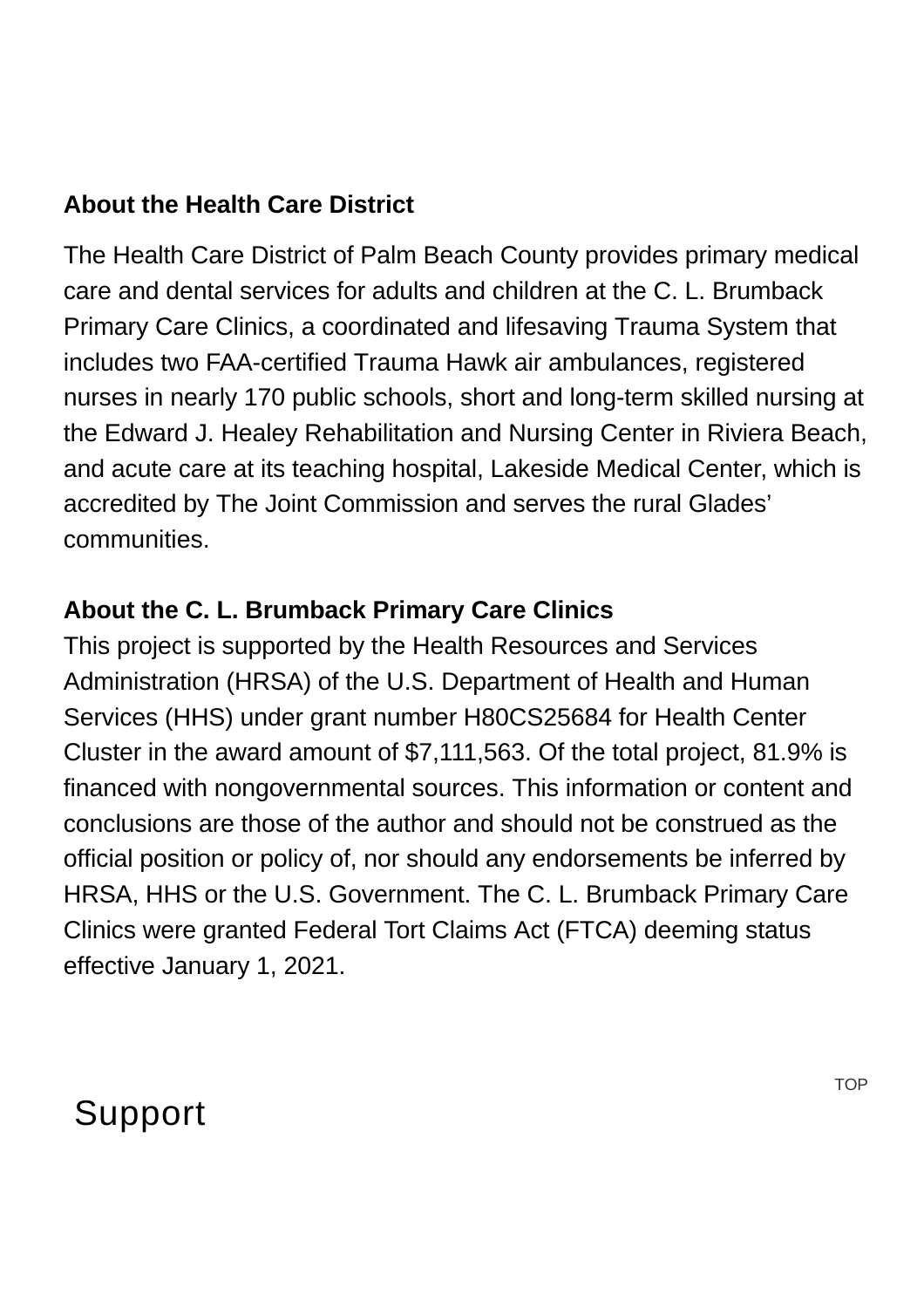**About the Health Care District**

The Health Care District of Palm Beach County provides primary medical care and dental services for adults and children at the C. L. Brumback Primary Care Clinics, a coordinated and lifesaving Trauma System that includes two FAA-certified Trauma Hawk air ambulances, registered nurses in nearly 170 public schools, short and long-term skilled nursing at the Edward J. Healey Rehabilitation and Nursing Center in Riviera Beach, and acute care at its teaching hospital, Lakeside Medical Center, which is accredited by The Joint Commission and serves the rural Glades' communities.

**About the C. L. Brumback Primary Care Clinics**
This project is supported by the Health Resources and Services Administration (HRSA) of the U.S. Department of Health and Human Services (HHS) under grant number H80CS25684 for Health Center Cluster in the award amount of $7,111,563. Of the total project, 81.9% is financed with nongovernmental sources. This information or content and conclusions are those of the author and should not be construed as the official position or policy of, nor should any endorsements be inferred by HRSA, HHS or the U.S. Government. The C. L. Brumback Primary Care Clinics were granted Federal Tort Claims Act (FTCA) deeming status effective January 1, 2021.

TOP

## Support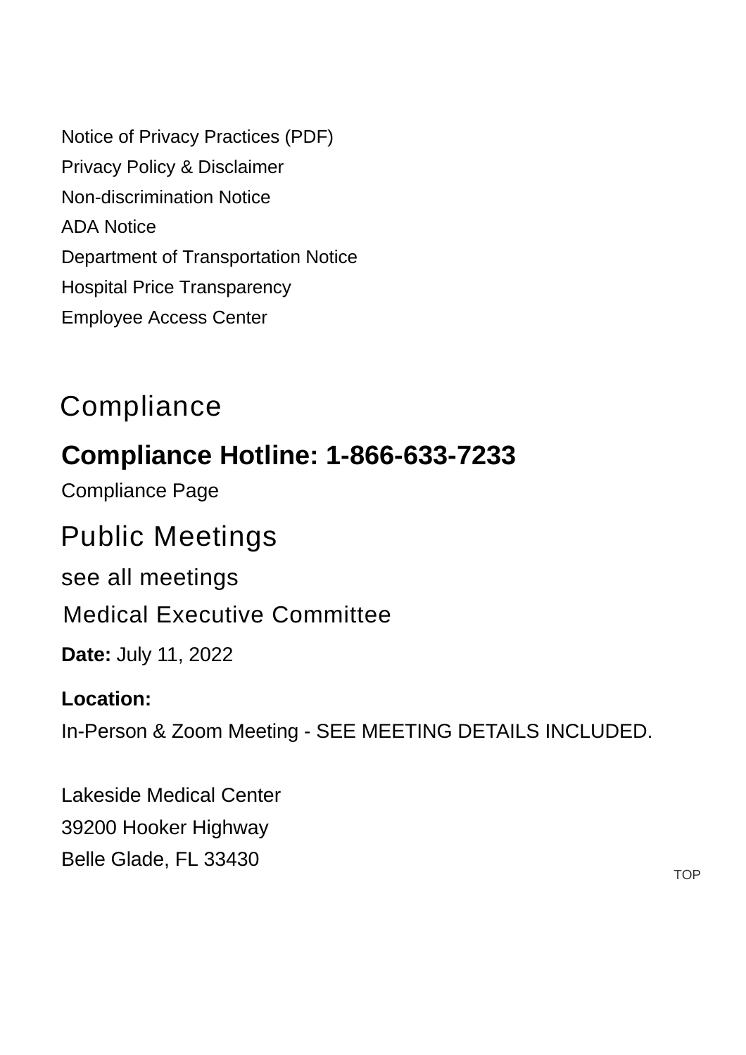Notice of Privacy Practices (PDF)
Privacy Policy & Disclaimer
Non-discrimination Notice
ADA Notice
Department of Transportation Notice
Hospital Price Transparency
Employee Access Center

## Compliance

### **Compliance Hotline: 1-866-633-7233**

Compliance Page

## Public Meetings

see all meetings

### Medical Executive Committee

**Date:** July 11, 2022

**Location:**
In-Person & Zoom Meeting - SEE MEETING DETAILS INCLUDED.

Lakeside Medical Center
39200 Hooker Highway
Belle Glade, FL 33430

TOP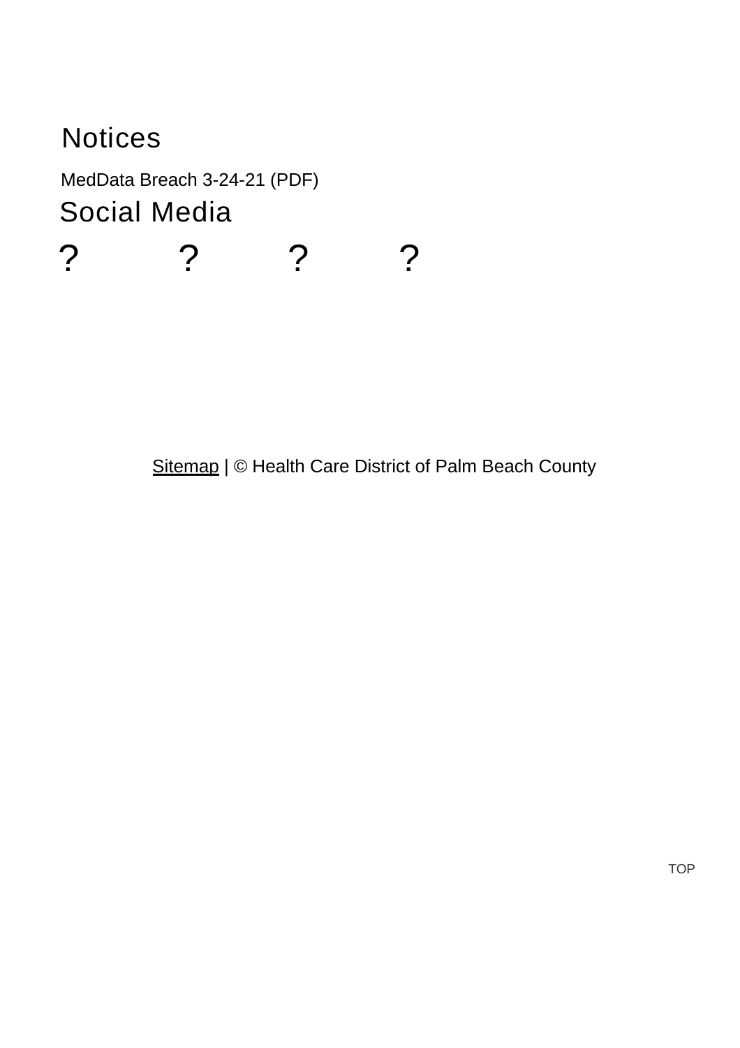## Notices

MedData Breach 3-24-21 (PDF)

## Social Media

? ? ? ?

Sitemap | © Health Care District of Palm Beach County

TOP